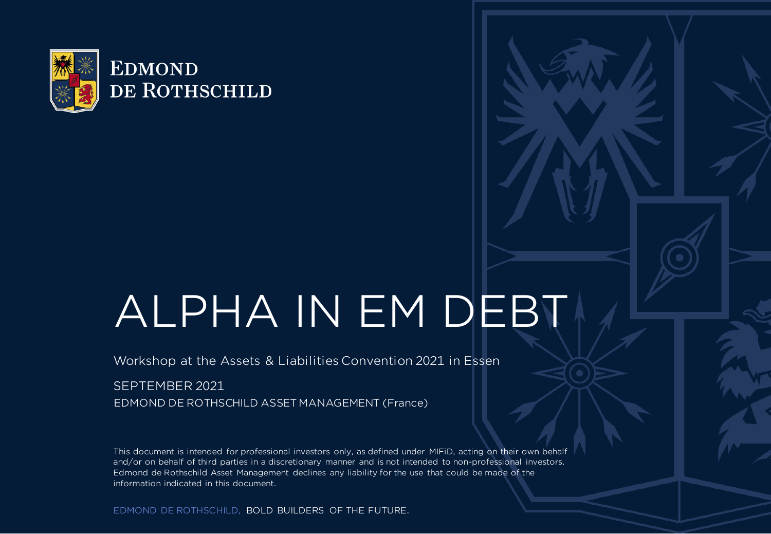EDMOND DE ROTHSCHILD

# ALPHA IN EM DEBT

Workshop at the Assets & Liabilities Convention 2021 in Essen

SEPTEMBER 2021

EDMOND DE ROTHSCHILD ASSET MANAGEMENT (France)

This document is intended for professional investors only, as defined under MIFiD, acting on their own behalf and/or on behalf of third parties in a discretionary manner and is not intended to non-professional investors. Edmond de Rothschild Asset Management declines any liability for the use that could be made of the information indicated in this document.

EDMOND DE ROTHSCHILD, BOLD BUILDERS OF THE FUTURE.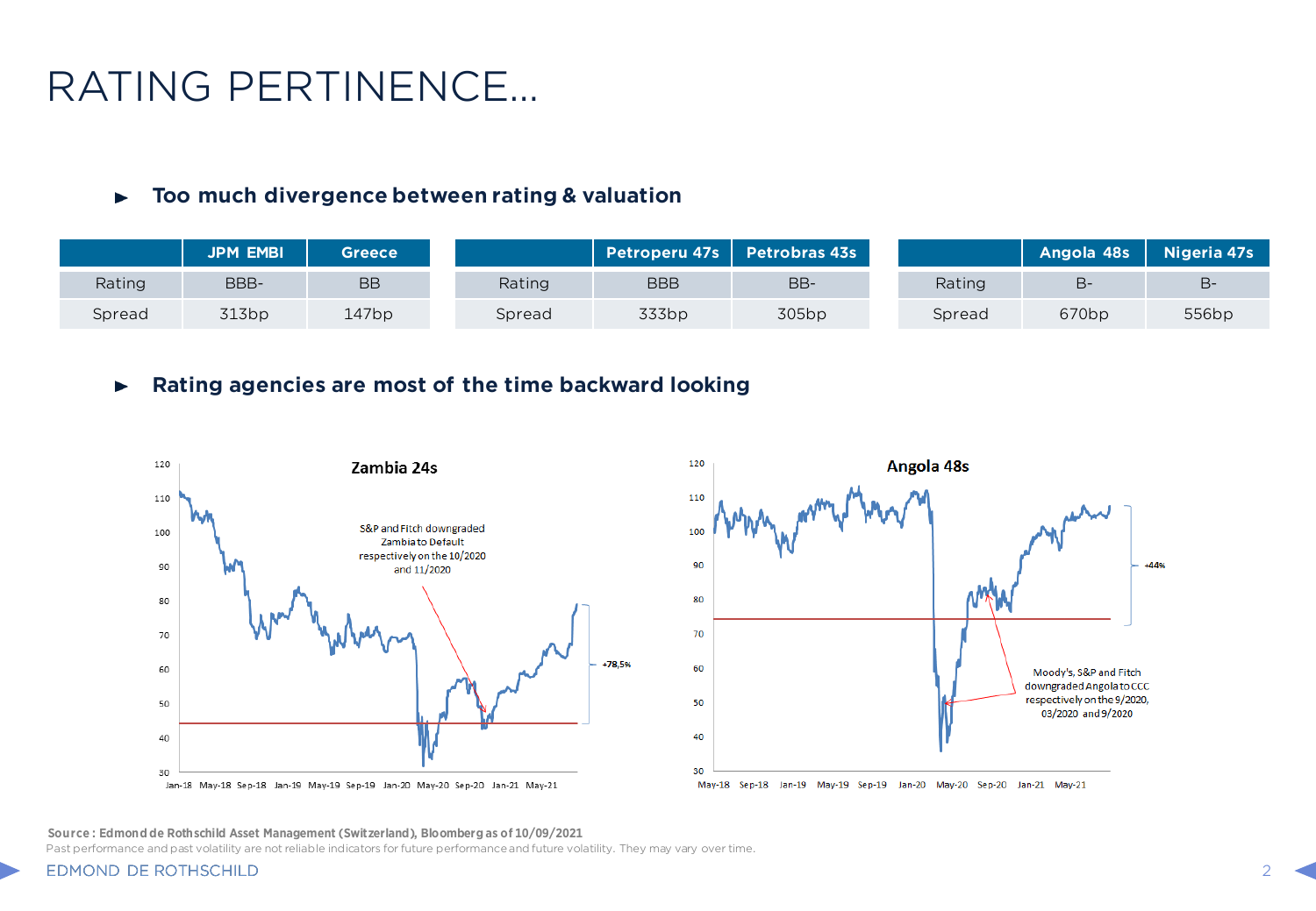# RATING PERTINENCE...

► **Too much divergence between rating & valuation**

| | JPM EMBI | Greece |
|---|---|---|
| Rating | BBB- | BB |
| Spread | 313bp | 147bp |

| | Petroperu 47s | Petrobras 43s |
|---|---|---|
| Rating | BBB | BB- |
| Spread | 333bp | 305bp |

| | Angola 48s | Nigeria 47s |
|---|---|---|
| Rating | B- | B- |
| Spread | 670bp | 556bp |

► **Rating agencies are most of the time backward looking**

**Zambia 24s**

S&P and Fitch downgraded Zambia to Default respectively on the 10/2020 and 11/2020

+78,5%

**Angola 48s**

Moody's, S&P and Fitch downgraded Angola to CCC respectively on the 9/2020, 03/2020 and 9/2020

+44%

**Source : Edmond de Rothschild Asset Management (Switzerland), Bloomberg as of 10/09/2021**

Past performance and past volatility are not reliable indicators for future performance and future volatility. They may vary over time.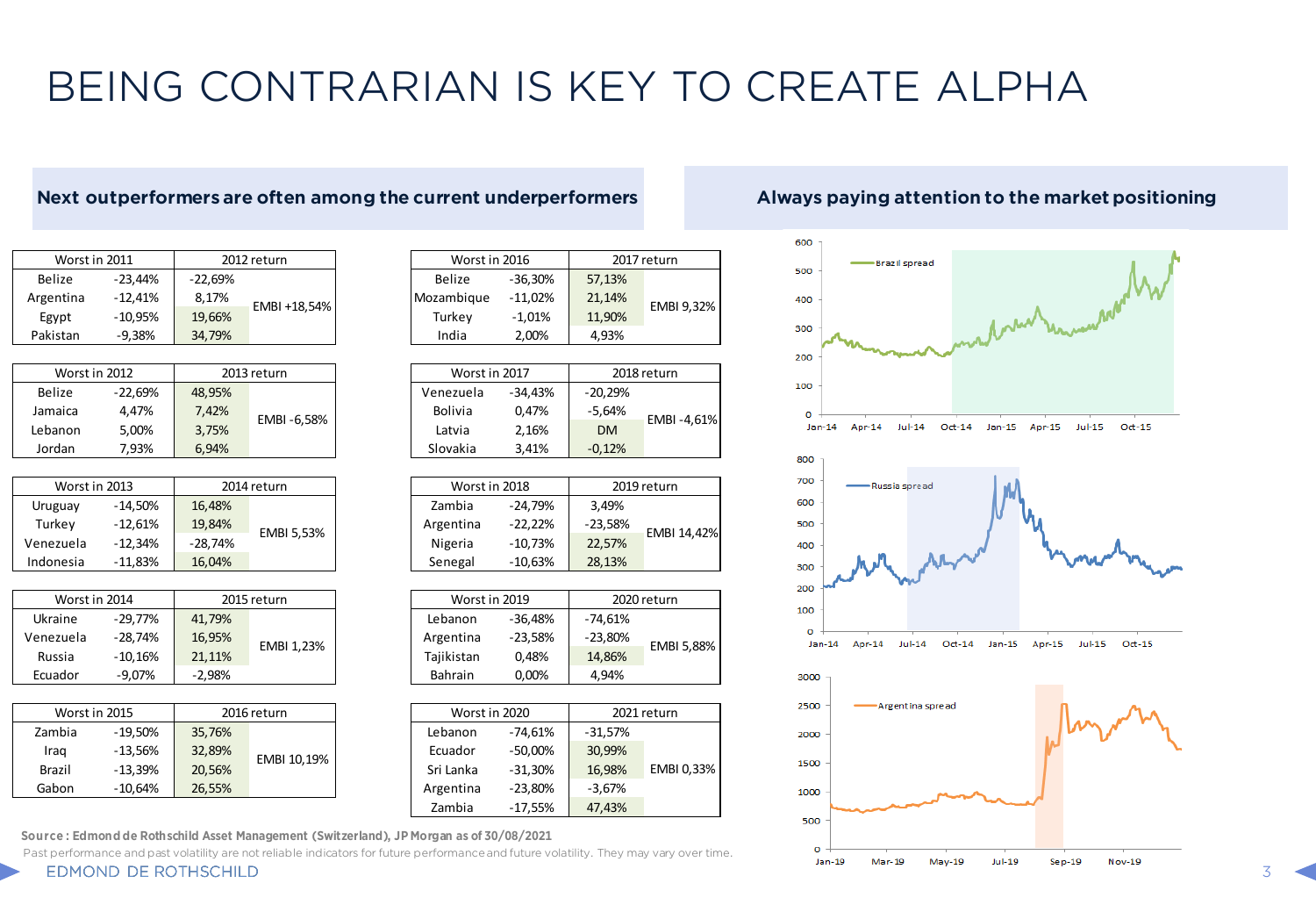# BEING CONTRARIAN IS KEY TO CREATE ALPHA

## Next outperformers are often among the current underperformers

| Worst in 2011 | | 2012 return | |
|---|---|---|---|
| Belize | -23,44% | -22,69% | EMBI +18,54% |
| Argentina | -12,41% | 8,17% | |
| Egypt | -10,95% | 19,66% | |
| Pakistan | -9,38% | 34,79% | |

| Worst in 2012 | | 2013 return | |
|---|---|---|---|
| Belize | -22,69% | 48,95% | EMBI -6,58% |
| Jamaica | 4,47% | 7,42% | |
| Lebanon | 5,00% | 3,75% | |
| Jordan | 7,93% | 6,94% | |

| Worst in 2013 | | 2014 return | |
|---|---|---|---|
| Uruguay | -14,50% | 16,48% | EMBI 5,53% |
| Turkey | -12,61% | 19,84% | |
| Venezuela | -12,34% | -28,74% | |
| Indonesia | -11,83% | 16,04% | |

| Worst in 2014 | | 2015 return | |
|---|---|---|---|
| Ukraine | -29,77% | 41,79% | EMBI 1,23% |
| Venezuela | -28,74% | 16,95% | |
| Russia | -10,16% | 21,11% | |
| Ecuador | -9,07% | -2,98% | |

| Worst in 2015 | | 2016 return | |
|---|---|---|---|
| Zambia | -19,50% | 35,76% | EMBI 10,19% |
| Iraq | -13,56% | 32,89% | |
| Brazil | -13,39% | 20,56% | |
| Gabon | -10,64% | 26,55% | |

| Worst in 2016 | | 2017 return | |
|---|---|---|---|
| Belize | -36,30% | 57,13% | EMBI 9,32% |
| Mozambique | -11,02% | 21,14% | |
| Turkey | -1,01% | 11,90% | |
| India | 2,00% | 4,93% | |

| Worst in 2017 | | 2018 return | |
|---|---|---|---|
| Venezuela | -34,43% | -20,29% | EMBI -4,61% |
| Bolivia | 0,47% | -5,64% | |
| Latvia | 2,16% | DM | |
| Slovakia | 3,41% | -0,12% | |

| Worst in 2018 | | 2019 return | |
|---|---|---|---|
| Zambia | -24,79% | 3,49% | EMBI 14,42% |
| Argentina | -22,22% | -23,58% | |
| Nigeria | -10,73% | 22,57% | |
| Senegal | -10,63% | 28,13% | |

| Worst in 2019 | | 2020 return | |
|---|---|---|---|
| Lebanon | -36,48% | -74,61% | EMBI 5,88% |
| Argentina | -23,58% | -23,80% | |
| Tajikistan | 0,48% | 14,86% | |
| Bahrain | 0,00% | 4,94% | |

| Worst in 2020 | | 2021 return | |
|---|---|---|---|
| Lebanon | -74,61% | -31,57% | EMBI 0,33% |
| Ecuador | -50,00% | 30,99% | |
| Sri Lanka | -31,30% | 16,98% | |
| Argentina | -23,80% | -3,67% | |
| Zambia | -17,55% | 47,43% | |

**Source : Edmond de Rothschild Asset Management (Switzerland), JP Morgan as of 30/08/2021**

Past performance and past volatility are not reliable indicators for future performance and future volatility. They may vary over time.

## Always paying attention to the market positioning

Brazil spread (Jan-14 to Oct-15)

Russia spread (Jan-14 to Oct-15)

Argentina spread (Jan-19 to Nov-19)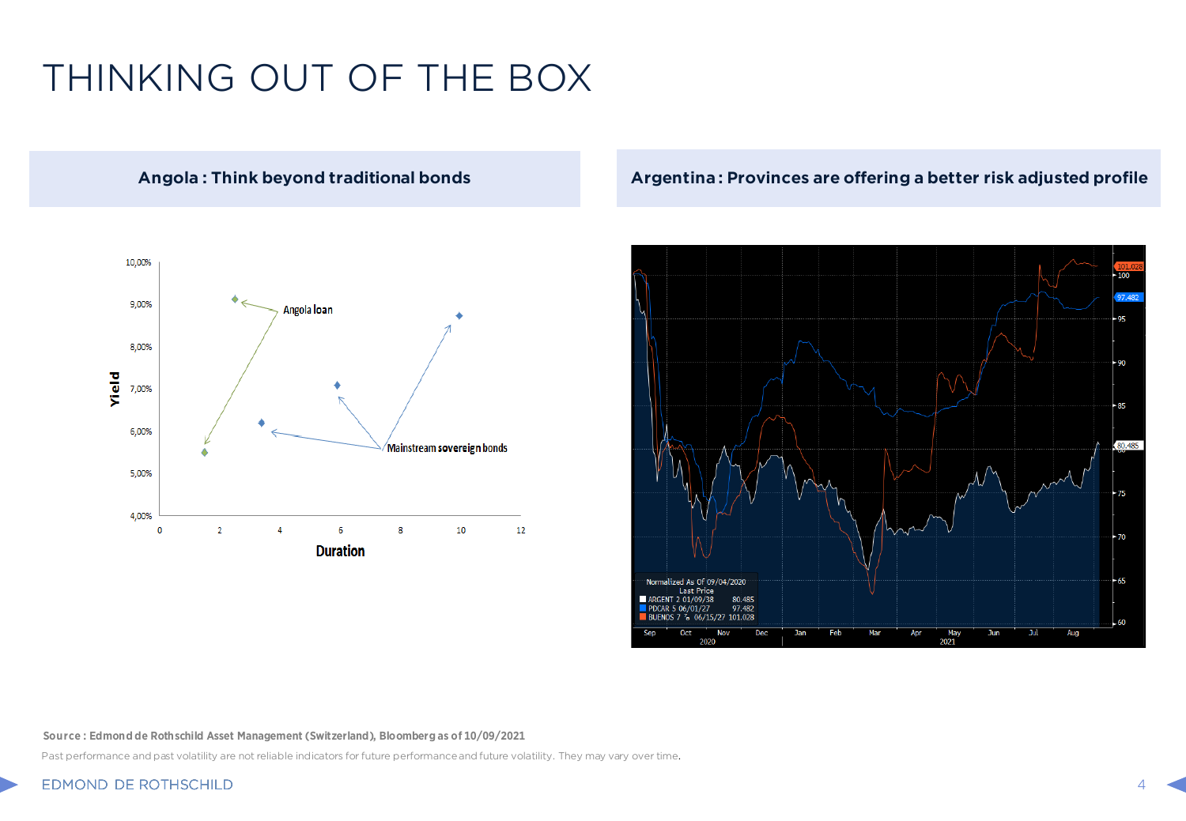# THINKING OUT OF THE BOX

## Angola : Think beyond traditional bonds

## Argentina : Provinces are offering a better risk adjusted profile

Source : Edmond de Rothschild Asset Management (Switzerland), Bloomberg as of 10/09/2021

Past performance and past volatility are not reliable indicators for future performance and future volatility. They may vary over time.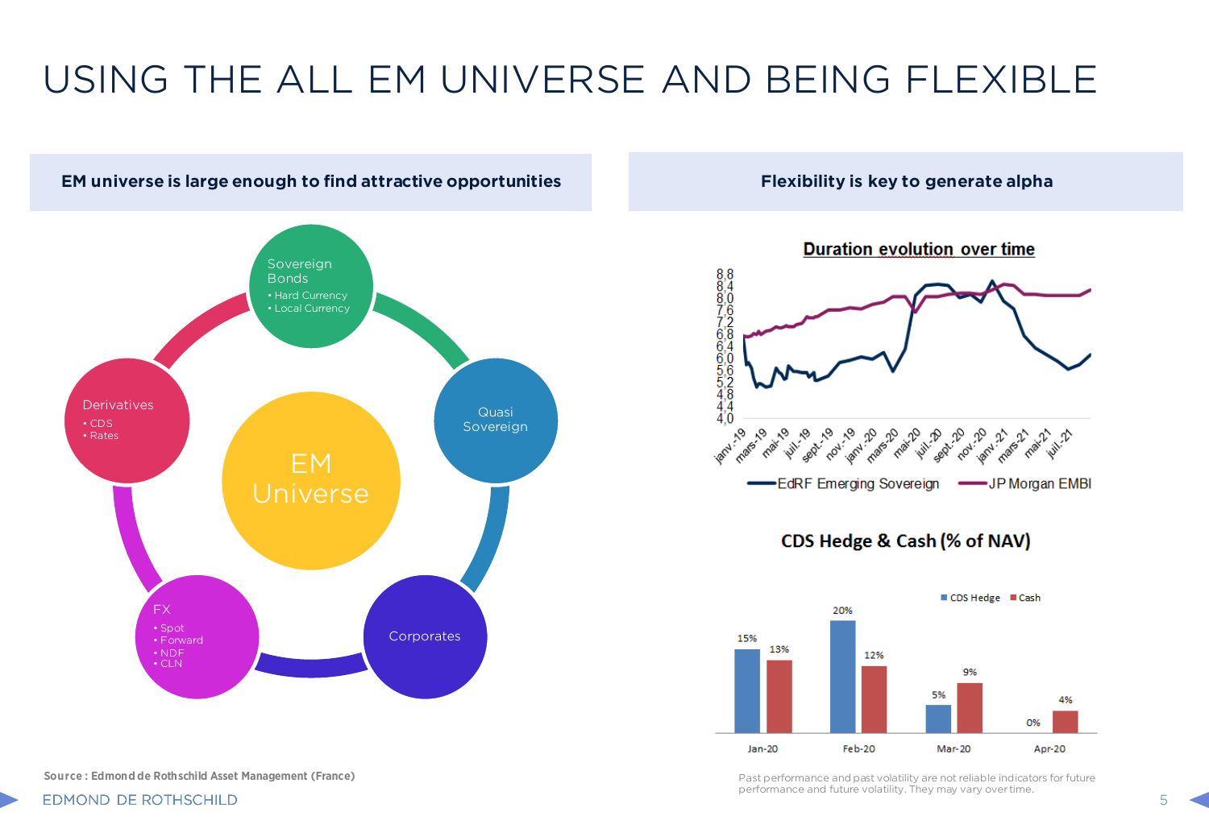# USING THE ALL EM UNIVERSE AND BEING FLEXIBLE

## EM universe is large enough to find attractive opportunities

EM Universe

- Sovereign Bonds
  - Hard Currency
  - Local Currency
- Quasi Sovereign
- Corporates
- FX
  - Spot
  - Forward
  - NDF
  - CLN
- Derivatives
  - CDS
  - Rates

Source : Edmond de Rothschild Asset Management (France)

## Flexibility is key to generate alpha

**Duration evolution over time**

Legend: EdRF Emerging Sovereign; JP Morgan EMBI

Y-axis: 4,0 – 8,8. X-axis: janv.-19, mars-19, mai-19, juil.-19, sept.-19, nov.-19, janv.-20, mars-20, mai-20, juil.-20, sept.-20, nov.-20, janv.-21, mars-21, mai-21, juil.-21

**CDS Hedge & Cash (% of NAV)**

| | CDS Hedge | Cash |
|---|---|---|
| Jan-20 | 15% | 13% |
| Feb-20 | 20% | 12% |
| Mar-20 | 5% | 9% |
| Apr-20 | 0% | 4% |

Past performance and past volatility are not reliable indicators for future performance and future volatility. They may vary over time.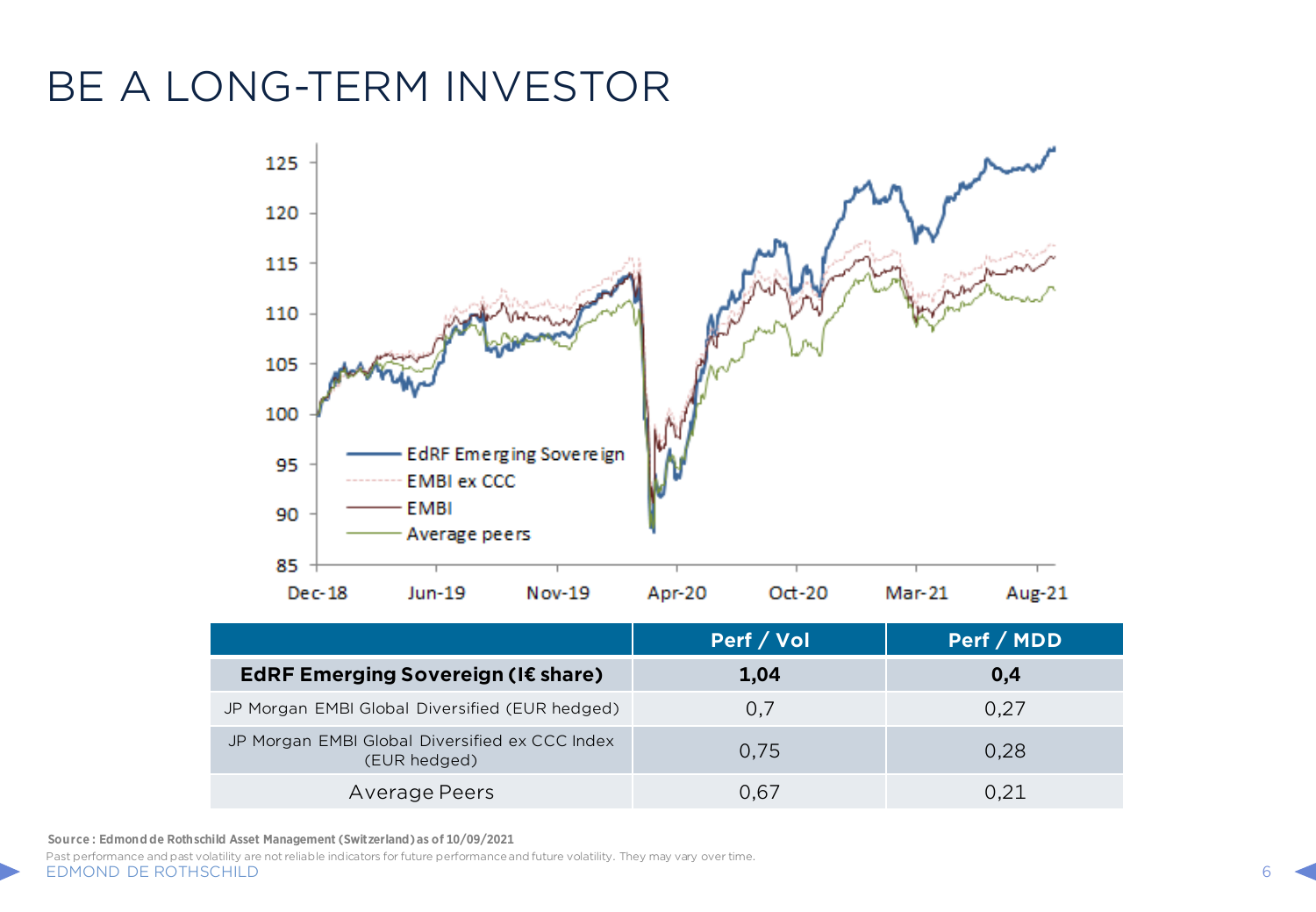# BE A LONG-TERM INVESTOR

| | Perf / Vol | Perf / MDD |
|---|---|---|
| **EdRF Emerging Sovereign (I€ share)** | **1,04** | **0,4** |
| JP Morgan EMBI Global Diversified (EUR hedged) | 0,7 | 0,27 |
| JP Morgan EMBI Global Diversified ex CCC Index (EUR hedged) | 0,75 | 0,28 |
| Average Peers | 0,67 | 0,21 |

**Source : Edmond de Rothschild Asset Management (Switzerland) as of 10/09/2021**

Past performance and past volatility are not reliable indicators for future performance and future volatility. They may vary over time.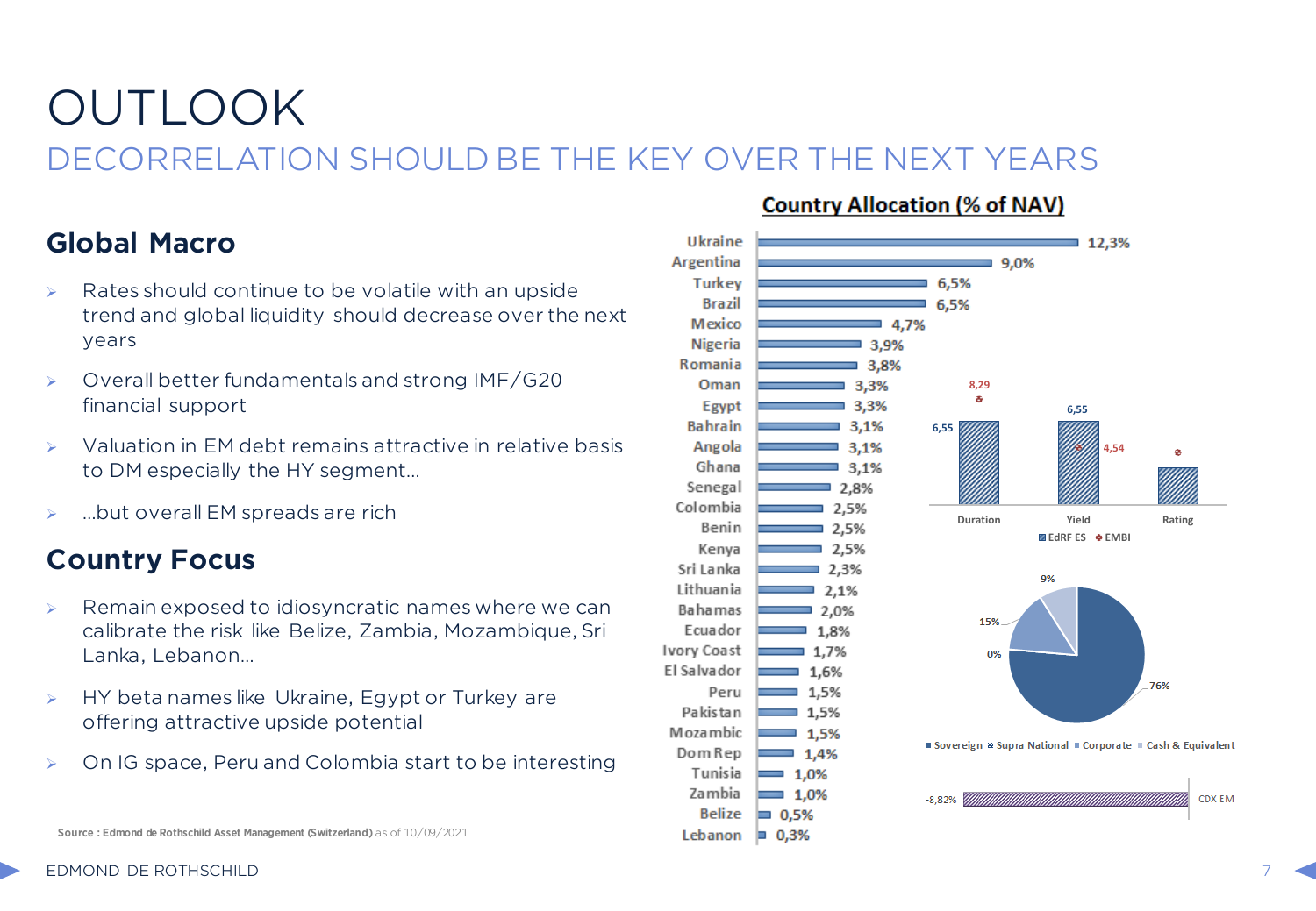# OUTLOOK

## DECORRELATION SHOULD BE THE KEY OVER THE NEXT YEARS

### Global Macro

- Rates should continue to be volatile with an upside trend and global liquidity should decrease over the next years
- Overall better fundamentals and strong IMF/G20 financial support
- Valuation in EM debt remains attractive in relative basis to DM especially the HY segment…
- …but overall EM spreads are rich

### Country Focus

- Remain exposed to idiosyncratic names where we can calibrate the risk like Belize, Zambia, Mozambique, Sri Lanka, Lebanon…
- HY beta names like Ukraine, Egypt or Turkey are offering attractive upside potential
- On IG space, Peru and Colombia start to be interesting

**Country Allocation (% of NAV)**

| Country | % of NAV |
|---|---|
| Ukraine | 12,3% |
| Argentina | 9,0% |
| Turkey | 6,5% |
| Brazil | 6,5% |
| Mexico | 4,7% |
| Nigeria | 3,9% |
| Romania | 3,8% |
| Oman | 3,3% |
| Egypt | 3,3% |
| Bahrain | 3,1% |
| Angola | 3,1% |
| Ghana | 3,1% |
| Senegal | 2,8% |
| Colombia | 2,5% |
| Benin | 2,5% |
| Kenya | 2,5% |
| Sri Lanka | 2,3% |
| Lithuania | 2,1% |
| Bahamas | 2,0% |
| Ecuador | 1,8% |
| Ivory Coast | 1,7% |
| El Salvador | 1,6% |
| Peru | 1,5% |
| Pakistan | 1,5% |
| Mozambic | 1,5% |
| Dom Rep | 1,4% |
| Tunisia | 1,0% |
| Zambia | 1,0% |
| Belize | 0,5% |
| Lebanon | 0,3% |

| | EdRF ES | EMBI |
|---|---|---|
| Duration | 6,55 | 8,29 |
| Yield | 6,55 | 4,54 |
| Rating | | |

| Sovereign | Supra National | Corporate | Cash & Equivalent |
|---|---|---|---|
| 76% | 0% | 15% | 9% |

CDX EM: -8,82%

Source : Edmond de Rothschild Asset Management (Switzerland) as of 10/09/2021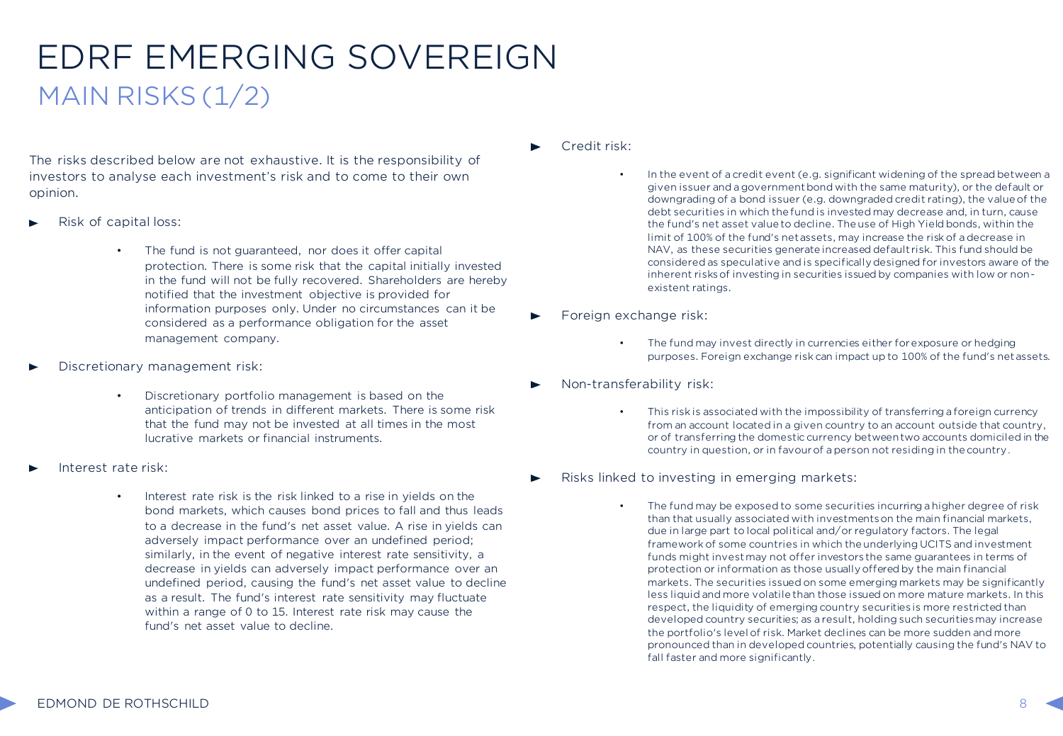# EDRF EMERGING SOVEREIGN

## MAIN RISKS (1/2)

The risks described below are not exhaustive. It is the responsibility of investors to analyse each investment's risk and to come to their own opinion.

- Risk of capital loss:
  - The fund is not guaranteed, nor does it offer capital protection. There is some risk that the capital initially invested in the fund will not be fully recovered. Shareholders are hereby notified that the investment objective is provided for information purposes only. Under no circumstances can it be considered as a performance obligation for the asset management company.

- Discretionary management risk:
  - Discretionary portfolio management is based on the anticipation of trends in different markets. There is some risk that the fund may not be invested at all times in the most lucrative markets or financial instruments.

- Interest rate risk:
  - Interest rate risk is the risk linked to a rise in yields on the bond markets, which causes bond prices to fall and thus leads to a decrease in the fund's net asset value. A rise in yields can adversely impact performance over an undefined period; similarly, in the event of negative interest rate sensitivity, a decrease in yields can adversely impact performance over an undefined period, causing the fund's net asset value to decline as a result. The fund's interest rate sensitivity may fluctuate within a range of 0 to 15. Interest rate risk may cause the fund's net asset value to decline.

- Credit risk:
  - In the event of a credit event (e.g. significant widening of the spread between a given issuer and a government bond with the same maturity), or the default or downgrading of a bond issuer (e.g. downgraded credit rating), the value of the debt securities in which the fund is invested may decrease and, in turn, cause the fund's net asset value to decline. The use of High Yield bonds, within the limit of 100% of the fund's net assets, may increase the risk of a decrease in NAV, as these securities generate increased default risk. This fund should be considered as speculative and is specifically designed for investors aware of the inherent risks of investing in securities issued by companies with low or non-existent ratings.

- Foreign exchange risk:
  - The fund may invest directly in currencies either for exposure or hedging purposes. Foreign exchange risk can impact up to 100% of the fund's net assets.

- Non-transferability risk:
  - This risk is associated with the impossibility of transferring a foreign currency from an account located in a given country to an account outside that country, or of transferring the domestic currency between two accounts domiciled in the country in question, or in favour of a person not residing in the country.

- Risks linked to investing in emerging markets:
  - The fund may be exposed to some securities incurring a higher degree of risk than that usually associated with investments on the main financial markets, due in large part to local political and/or regulatory factors. The legal framework of some countries in which the underlying UCITS and investment funds might invest may not offer investors the same guarantees in terms of protection or information as those usually offered by the main financial markets. The securities issued on some emerging markets may be significantly less liquid and more volatile than those issued on more mature markets. In this respect, the liquidity of emerging country securities is more restricted than developed country securities; as a result, holding such securities may increase the portfolio's level of risk. Market declines can be more sudden and more pronounced than in developed countries, potentially causing the fund's NAV to fall faster and more significantly.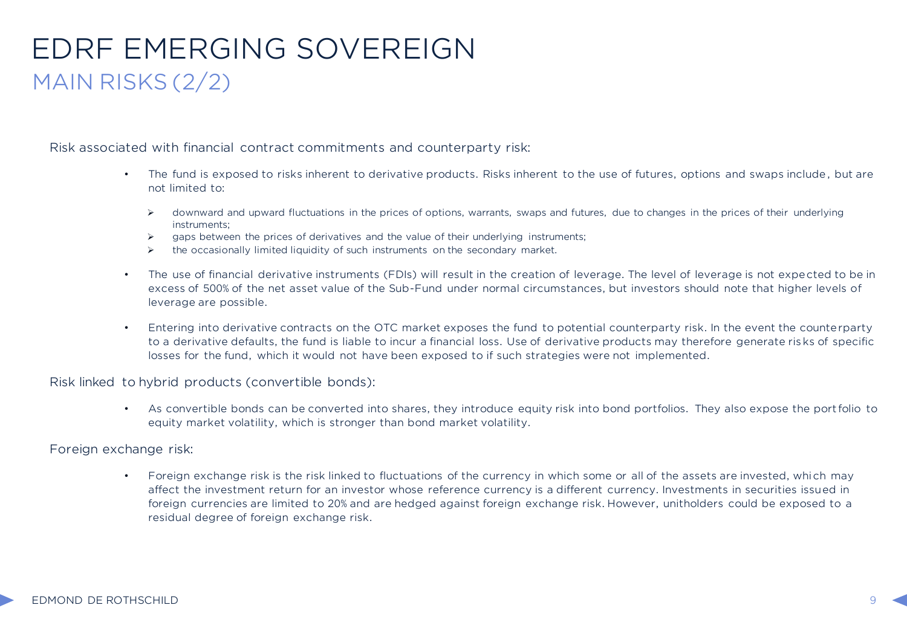# EDRF EMERGING SOVEREIGN

## MAIN RISKS (2/2)

Risk associated with financial contract commitments and counterparty risk:

- The fund is exposed to risks inherent to derivative products. Risks inherent to the use of futures, options and swaps include, but are not limited to:
  - downward and upward fluctuations in the prices of options, warrants, swaps and futures, due to changes in the prices of their underlying instruments;
  - gaps between the prices of derivatives and the value of their underlying instruments;
  - the occasionally limited liquidity of such instruments on the secondary market.
- The use of financial derivative instruments (FDIs) will result in the creation of leverage. The level of leverage is not expected to be in excess of 500% of the net asset value of the Sub-Fund under normal circumstances, but investors should note that higher levels of leverage are possible.
- Entering into derivative contracts on the OTC market exposes the fund to potential counterparty risk. In the event the counterparty to a derivative defaults, the fund is liable to incur a financial loss. Use of derivative products may therefore generate risks of specific losses for the fund, which it would not have been exposed to if such strategies were not implemented.

Risk linked to hybrid products (convertible bonds):

- As convertible bonds can be converted into shares, they introduce equity risk into bond portfolios. They also expose the portfolio to equity market volatility, which is stronger than bond market volatility.

Foreign exchange risk:

- Foreign exchange risk is the risk linked to fluctuations of the currency in which some or all of the assets are invested, which may affect the investment return for an investor whose reference currency is a different currency. Investments in securities issued in foreign currencies are limited to 20% and are hedged against foreign exchange risk. However, unitholders could be exposed to a residual degree of foreign exchange risk.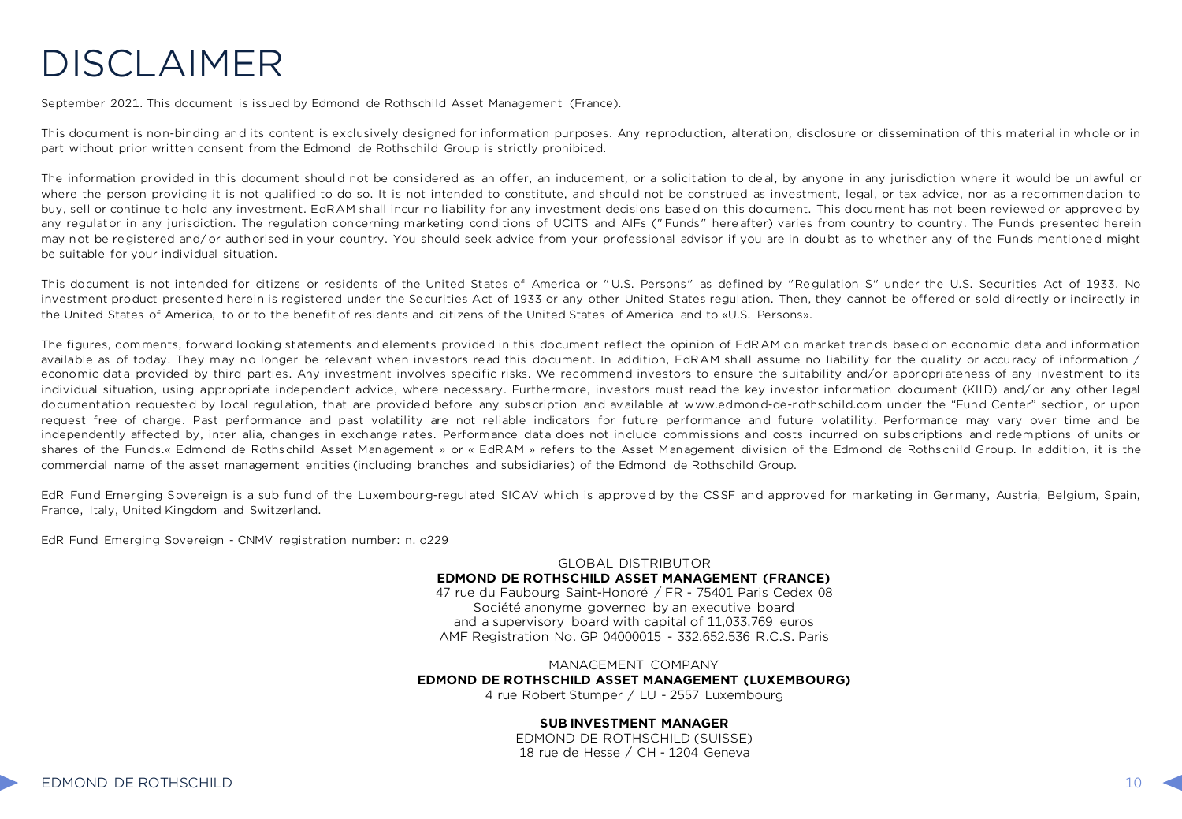# DISCLAIMER

September 2021. This document is issued by Edmond de Rothschild Asset Management (France).

This document is non-binding and its content is exclusively designed for information purposes. Any reproduction, alteration, disclosure or dissemination of this material in whole or in part without prior written consent from the Edmond de Rothschild Group is strictly prohibited.

The information provided in this document should not be considered as an offer, an inducement, or a solicitation to deal, by anyone in any jurisdiction where it would be unlawful or where the person providing it is not qualified to do so. It is not intended to constitute, and should not be construed as investment, legal, or tax advice, nor as a recommendation to buy, sell or continue to hold any investment. EdRAM shall incur no liability for any investment decisions based on this document. This document has not been reviewed or approved by any regulator in any jurisdiction. The regulation concerning marketing conditions of UCITS and AIFs ("Funds" hereafter) varies from country to country. The Funds presented herein may not be registered and/or authorised in your country. You should seek advice from your professional advisor if you are in doubt as to whether any of the Funds mentioned might be suitable for your individual situation.

This document is not intended for citizens or residents of the United States of America or "U.S. Persons" as defined by "Regulation S" under the U.S. Securities Act of 1933. No investment product presented herein is registered under the Securities Act of 1933 or any other United States regulation. Then, they cannot be offered or sold directly or indirectly in the United States of America, to or to the benefit of residents and citizens of the United States of America and to «U.S. Persons».

The figures, comments, forward looking statements and elements provided in this document reflect the opinion of EdRAM on market trends based on economic data and information available as of today. They may no longer be relevant when investors read this document. In addition, EdRAM shall assume no liability for the quality or accuracy of information / economic data provided by third parties. Any investment involves specific risks. We recommend investors to ensure the suitability and/or appropriateness of any investment to its individual situation, using appropriate independent advice, where necessary. Furthermore, investors must read the key investor information document (KIID) and/or any other legal documentation requested by local regulation, that are provided before any subscription and available at www.edmond-de-rothschild.com under the "Fund Center" section, or upon request free of charge. Past performance and past volatility are not reliable indicators for future performance and future volatility. Performance may vary over time and be independently affected by, inter alia, changes in exchange rates. Performance data does not include commissions and costs incurred on subscriptions and redemptions of units or shares of the Funds.« Edmond de Rothschild Asset Management » or « EdRAM » refers to the Asset Management division of the Edmond de Rothschild Group. In addition, it is the commercial name of the asset management entities (including branches and subsidiaries) of the Edmond de Rothschild Group.

EdR Fund Emerging Sovereign is a sub fund of the Luxembourg-regulated SICAV which is approved by the CSSF and approved for marketing in Germany, Austria, Belgium, Spain, France, Italy, United Kingdom and Switzerland.

EdR Fund Emerging Sovereign - CNMV registration number: n. o229

GLOBAL DISTRIBUTOR
**EDMOND DE ROTHSCHILD ASSET MANAGEMENT (FRANCE)**
47 rue du Faubourg Saint-Honoré / FR - 75401 Paris Cedex 08
Société anonyme governed by an executive board
and a supervisory board with capital of 11,033,769 euros
AMF Registration No. GP 04000015 - 332.652.536 R.C.S. Paris

MANAGEMENT COMPANY
**EDMOND DE ROTHSCHILD ASSET MANAGEMENT (LUXEMBOURG)**
4 rue Robert Stumper / LU - 2557 Luxembourg

**SUB INVESTMENT MANAGER**
EDMOND DE ROTHSCHILD (SUISSE)
18 rue de Hesse / CH - 1204 Geneva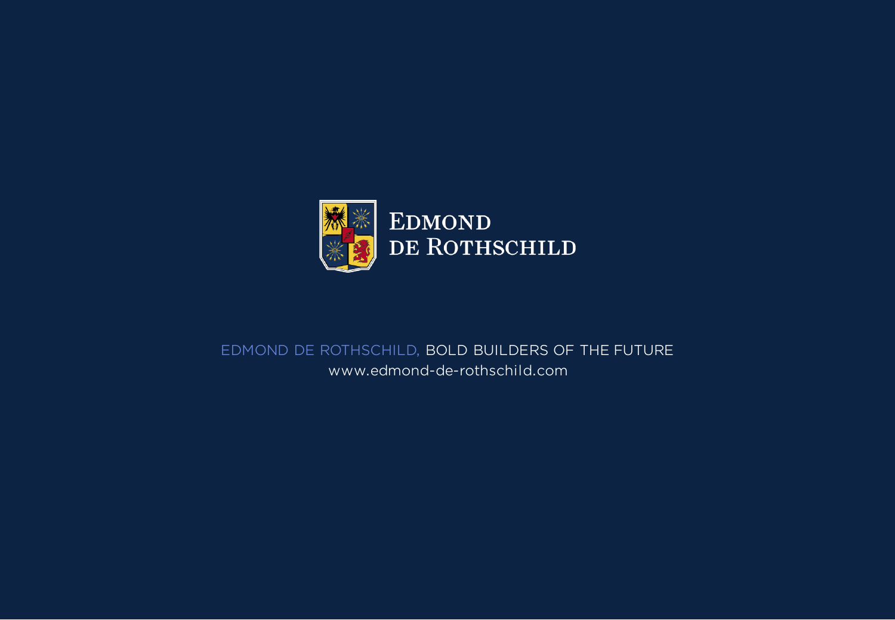EDMOND
DE ROTHSCHILD

EDMOND DE ROTHSCHILD, BOLD BUILDERS OF THE FUTURE
www.edmond-de-rothschild.com